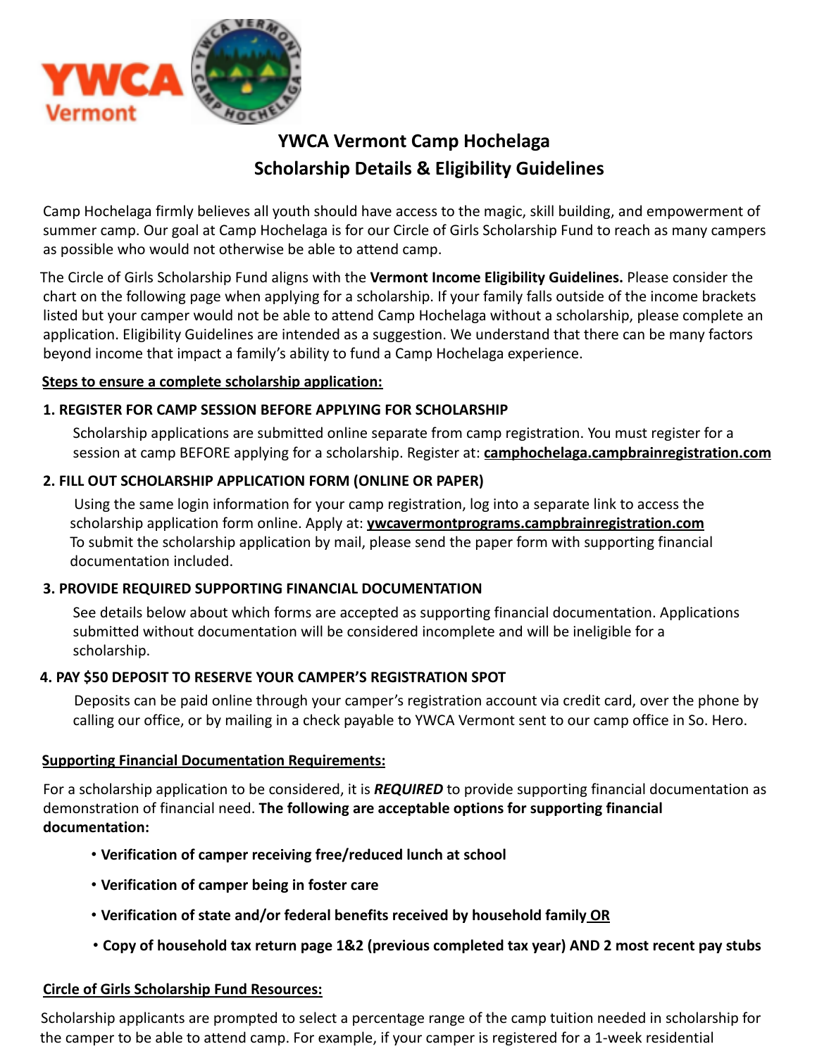# YWCA Vermont Camp Hochelaga
## Scholarship Details & Eligibility Guidelines

Camp Hochelaga firmly believes all youth should have access to the magic, skill building, and empowerment of summer camp. Our goal at Camp Hochelaga is for our Circle of Girls Scholarship Fund to reach as many campers as possible who would not otherwise be able to attend camp.

The Circle of Girls Scholarship Fund aligns with the **Vermont Income Eligibility Guidelines.** Please consider the chart on the following page when applying for a scholarship. If your family falls outside of the income brackets listed but your camper would not be able to attend Camp Hochelaga without a scholarship, please complete an application. Eligibility Guidelines are intended as a suggestion. We understand that there can be many factors beyond income that impact a family's ability to fund a Camp Hochelaga experience.

**Steps to ensure a complete scholarship application:**

**1. REGISTER FOR CAMP SESSION BEFORE APPLYING FOR SCHOLARSHIP**

Scholarship applications are submitted online separate from camp registration. You must register for a session at camp BEFORE applying for a scholarship. Register at: **camphochelaga.campbrainregistration.com**

**2. FILL OUT SCHOLARSHIP APPLICATION FORM (ONLINE OR PAPER)**

Using the same login information for your camp registration, log into a separate link to access the scholarship application form online. Apply at: **ywcavermontprograms.campbrainregistration.com**
To submit the scholarship application by mail, please send the paper form with supporting financial documentation included.

**3. PROVIDE REQUIRED SUPPORTING FINANCIAL DOCUMENTATION**

See details below about which forms are accepted as supporting financial documentation. Applications submitted without documentation will be considered incomplete and will be ineligible for a scholarship.

**4. PAY $50 DEPOSIT TO RESERVE YOUR CAMPER'S REGISTRATION SPOT**

Deposits can be paid online through your camper's registration account via credit card, over the phone by calling our office, or by mailing in a check payable to YWCA Vermont sent to our camp office in So. Hero.

**Supporting Financial Documentation Requirements:**

For a scholarship application to be considered, it is ***REQUIRED*** to provide supporting financial documentation as demonstration of financial need. **The following are acceptable options for supporting financial documentation:**

- **Verification of camper receiving free/reduced lunch at school**
- **Verification of camper being in foster care**
- **Verification of state and/or federal benefits received by household family OR**
- **Copy of household tax return page 1&2 (previous completed tax year) AND 2 most recent pay stubs**

**Circle of Girls Scholarship Fund Resources:**

Scholarship applicants are prompted to select a percentage range of the camp tuition needed in scholarship for the camper to be able to attend camp. For example, if your camper is registered for a 1-week residential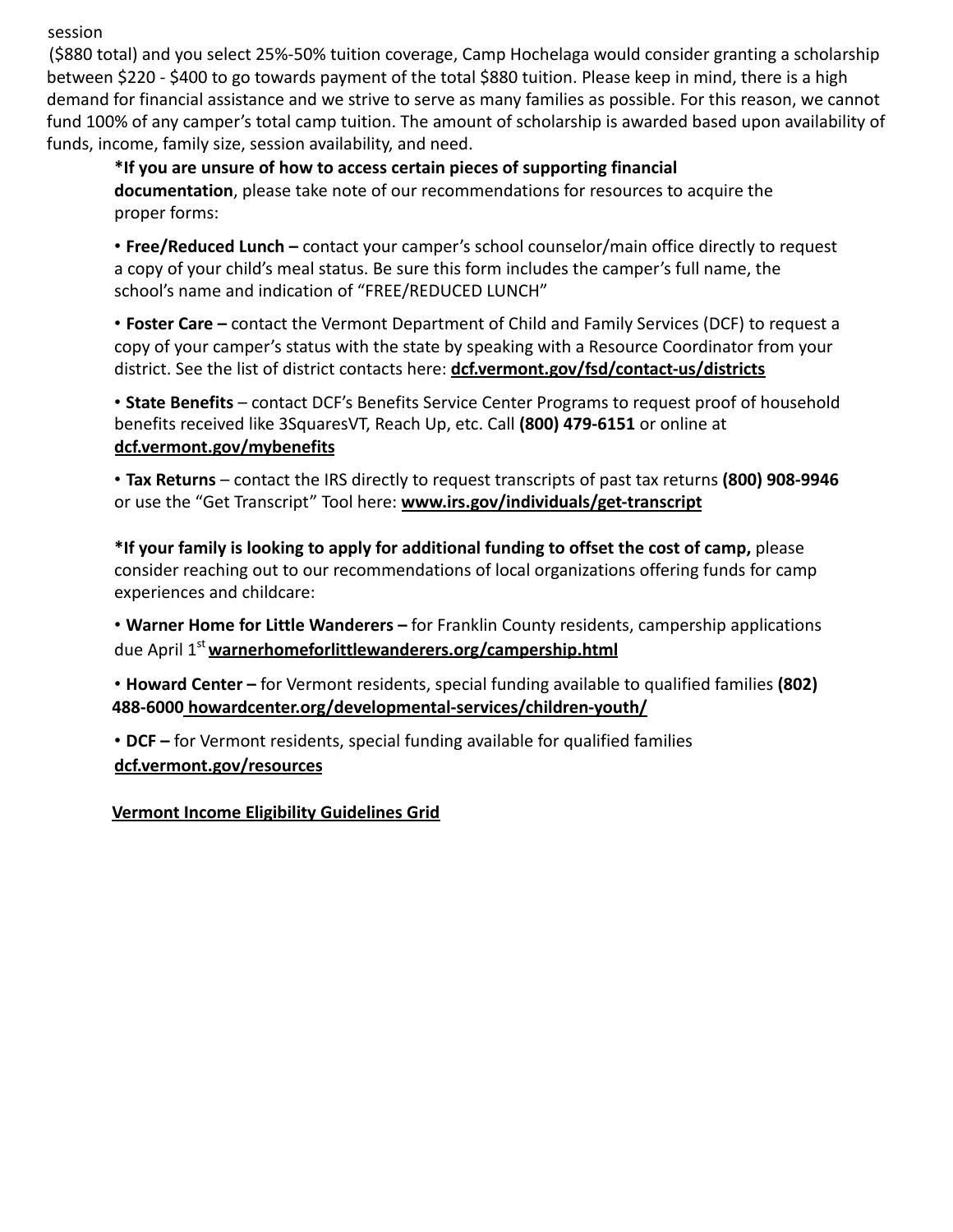session
 ($880 total) and you select 25%-50% tuition coverage, Camp Hochelaga would consider granting a scholarship between $220 - $400 to go towards payment of the total $880 tuition. Please keep in mind, there is a high demand for financial assistance and we strive to serve as many families as possible. For this reason, we cannot fund 100% of any camper's total camp tuition. The amount of scholarship is awarded based upon availability of funds, income, family size, session availability, and need.

**\*If you are unsure of how to access certain pieces of supporting financial documentation**, please take note of our recommendations for resources to acquire the proper forms:

- **Free/Reduced Lunch –** contact your camper's school counselor/main office directly to request a copy of your child's meal status. Be sure this form includes the camper's full name, the school's name and indication of "FREE/REDUCED LUNCH"
- **Foster Care –** contact the Vermont Department of Child and Family Services (DCF) to request a copy of your camper's status with the state by speaking with a Resource Coordinator from your district. See the list of district contacts here: **dcf.vermont.gov/fsd/contact-us/districts**
- **State Benefits** – contact DCF's Benefits Service Center Programs to request proof of household benefits received like 3SquaresVT, Reach Up, etc. Call **(800) 479-6151** or online at **dcf.vermont.gov/mybenefits**
- **Tax Returns** – contact the IRS directly to request transcripts of past tax returns **(800) 908-9946** or use the "Get Transcript" Tool here: **www.irs.gov/individuals/get-transcript**

**\*If your family is looking to apply for additional funding to offset the cost of camp,** please consider reaching out to our recommendations of local organizations offering funds for camp experiences and childcare:

- **Warner Home for Little Wanderers –** for Franklin County residents, campership applications due April 1st **warnerhomeforlittlewanderers.org/campership.html**
- **Howard Center –** for Vermont residents, special funding available to qualified families **(802) 488-6000 howardcenter.org/developmental-services/children-youth/**
- **DCF –** for Vermont residents, special funding available for qualified families **dcf.vermont.gov/resources**

**Vermont Income Eligibility Guidelines Grid**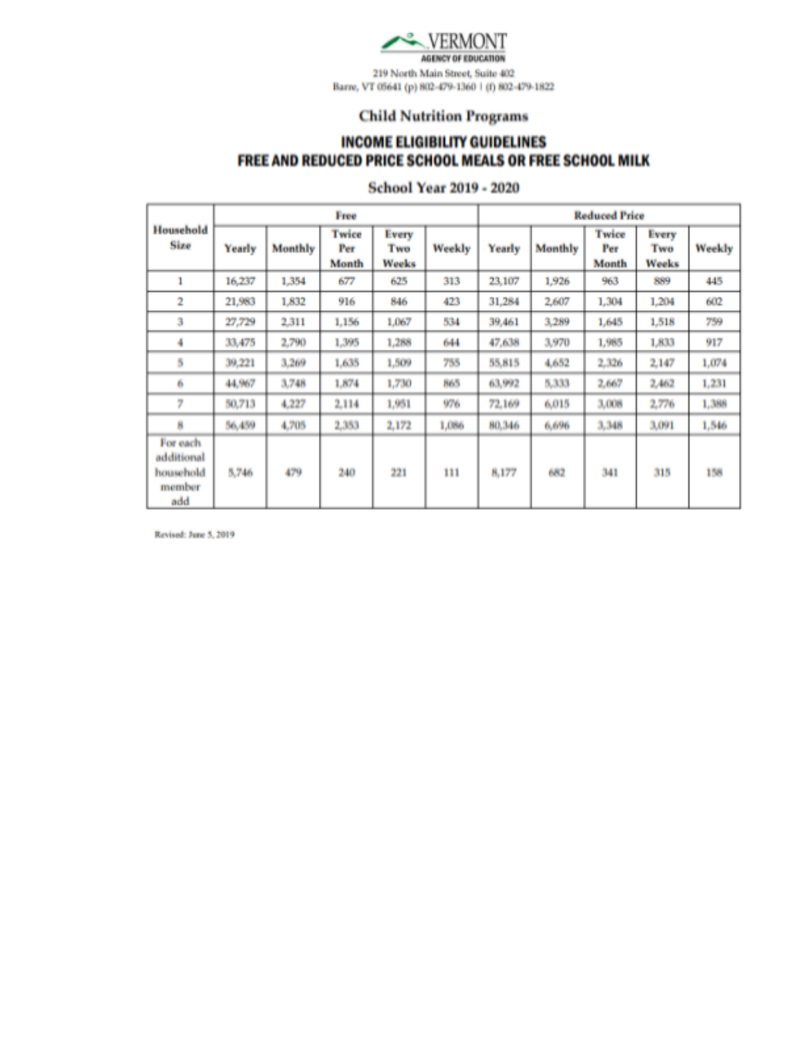VERMONT

AGENCY OF EDUCATION

219 North Main Street, Suite 402
Barre, VT 05641 (p) 802-479-1360 | (f) 802-479-1822

## Child Nutrition Programs

## INCOME ELIGIBILITY GUIDELINES
## FREE AND REDUCED PRICE SCHOOL MEALS OR FREE SCHOOL MILK

### School Year 2019 - 2020

| Household Size | Free | | | | | Reduced Price | | | | |
|---|---|---|---|---|---|---|---|---|---|---|
| | Yearly | Monthly | Twice Per Month | Every Two Weeks | Weekly | Yearly | Monthly | Twice Per Month | Every Two Weeks | Weekly |
| 1 | 16,237 | 1,354 | 677 | 625 | 313 | 23,107 | 1,926 | 963 | 889 | 445 |
| 2 | 21,983 | 1,832 | 916 | 846 | 423 | 31,284 | 2,607 | 1,304 | 1,204 | 602 |
| 3 | 27,729 | 2,311 | 1,156 | 1,067 | 534 | 39,461 | 3,289 | 1,645 | 1,518 | 759 |
| 4 | 33,475 | 2,790 | 1,395 | 1,288 | 644 | 47,638 | 3,970 | 1,985 | 1,833 | 917 |
| 5 | 39,221 | 3,269 | 1,635 | 1,509 | 755 | 55,815 | 4,652 | 2,326 | 2,147 | 1,074 |
| 6 | 44,967 | 3,748 | 1,874 | 1,730 | 865 | 63,992 | 5,333 | 2,667 | 2,462 | 1,231 |
| 7 | 50,713 | 4,227 | 2,114 | 1,951 | 976 | 72,169 | 6,015 | 3,008 | 2,776 | 1,388 |
| 8 | 56,459 | 4,705 | 2,353 | 2,172 | 1,086 | 80,346 | 6,696 | 3,348 | 3,091 | 1,546 |
| For each additional household member add | 5,746 | 479 | 240 | 221 | 111 | 8,177 | 682 | 341 | 315 | 158 |

Revised: June 5, 2019